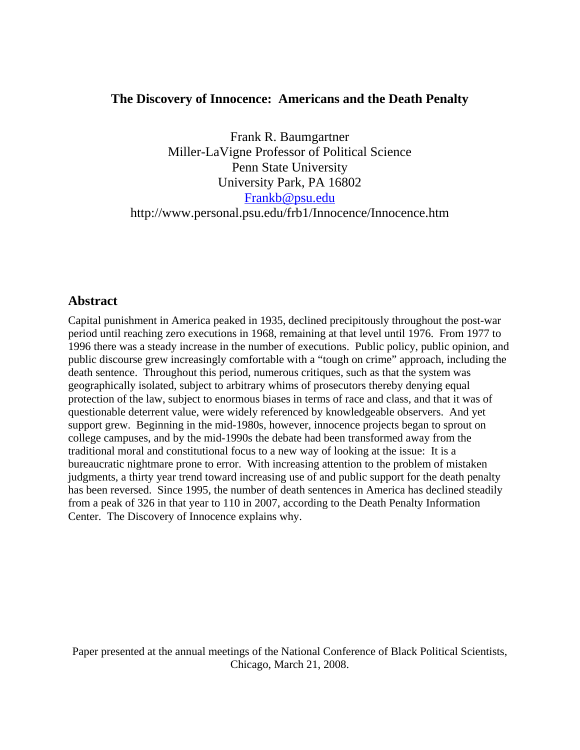# The Discovery of Innocence: Americans and the Death Penalty

Frank R. Baumgartner
Miller-LaVigne Professor of Political Science
Penn State University
University Park, PA 16802
Frankb@psu.edu
http://www.personal.psu.edu/frb1/Innocence/Innocence.htm

## Abstract

Capital punishment in America peaked in 1935, declined precipitously throughout the post-war period until reaching zero executions in 1968, remaining at that level until 1976. From 1977 to 1996 there was a steady increase in the number of executions. Public policy, public opinion, and public discourse grew increasingly comfortable with a "tough on crime" approach, including the death sentence. Throughout this period, numerous critiques, such as that the system was geographically isolated, subject to arbitrary whims of prosecutors thereby denying equal protection of the law, subject to enormous biases in terms of race and class, and that it was of questionable deterrent value, were widely referenced by knowledgeable observers. And yet support grew. Beginning in the mid-1980s, however, innocence projects began to sprout on college campuses, and by the mid-1990s the debate had been transformed away from the traditional moral and constitutional focus to a new way of looking at the issue: It is a bureaucratic nightmare prone to error. With increasing attention to the problem of mistaken judgments, a thirty year trend toward increasing use of and public support for the death penalty has been reversed. Since 1995, the number of death sentences in America has declined steadily from a peak of 326 in that year to 110 in 2007, according to the Death Penalty Information Center. The Discovery of Innocence explains why.

Paper presented at the annual meetings of the National Conference of Black Political Scientists, Chicago, March 21, 2008.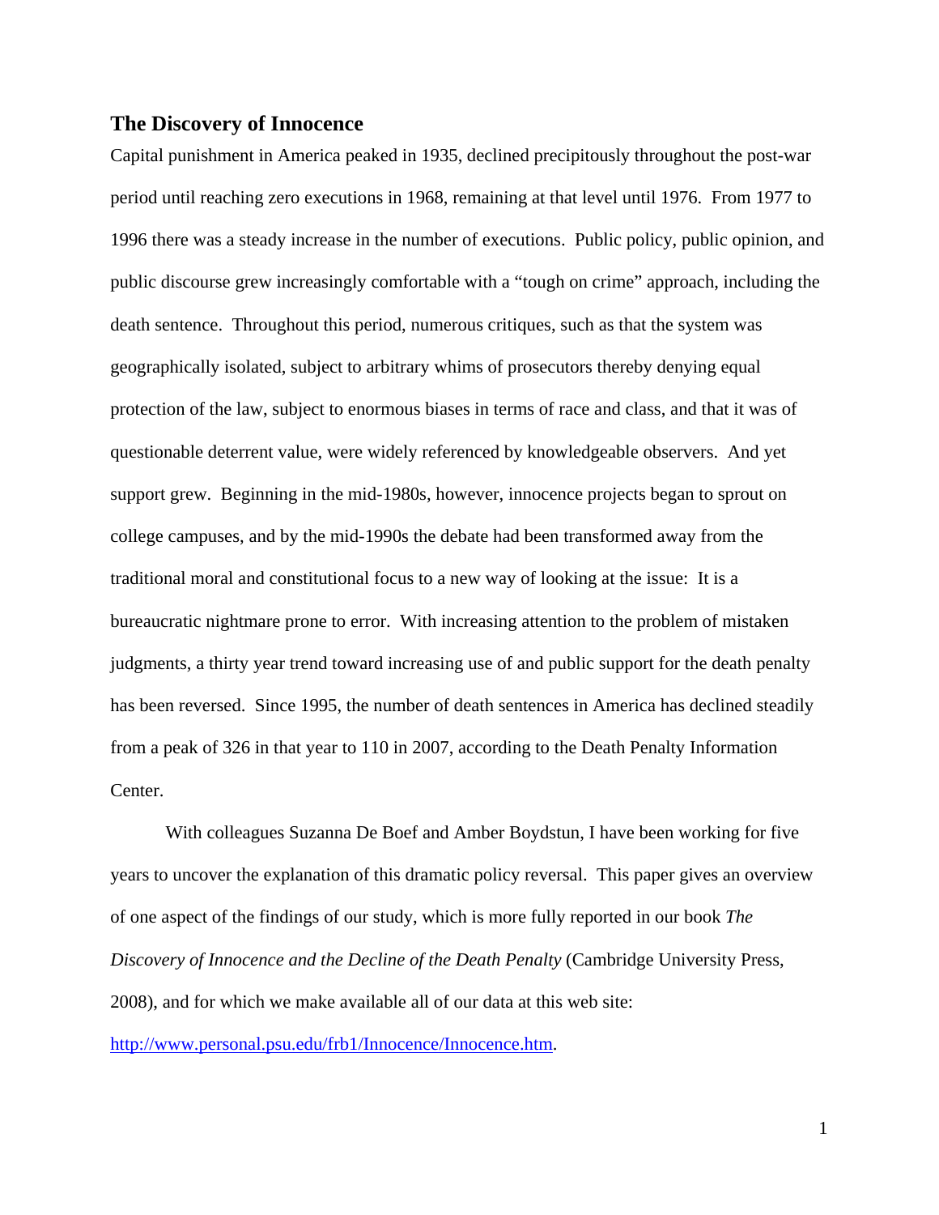## The Discovery of Innocence

Capital punishment in America peaked in 1935, declined precipitously throughout the post-war period until reaching zero executions in 1968, remaining at that level until 1976. From 1977 to 1996 there was a steady increase in the number of executions. Public policy, public opinion, and public discourse grew increasingly comfortable with a "tough on crime" approach, including the death sentence. Throughout this period, numerous critiques, such as that the system was geographically isolated, subject to arbitrary whims of prosecutors thereby denying equal protection of the law, subject to enormous biases in terms of race and class, and that it was of questionable deterrent value, were widely referenced by knowledgeable observers. And yet support grew. Beginning in the mid-1980s, however, innocence projects began to sprout on college campuses, and by the mid-1990s the debate had been transformed away from the traditional moral and constitutional focus to a new way of looking at the issue: It is a bureaucratic nightmare prone to error. With increasing attention to the problem of mistaken judgments, a thirty year trend toward increasing use of and public support for the death penalty has been reversed. Since 1995, the number of death sentences in America has declined steadily from a peak of 326 in that year to 110 in 2007, according to the Death Penalty Information Center.

With colleagues Suzanna De Boef and Amber Boydstun, I have been working for five years to uncover the explanation of this dramatic policy reversal. This paper gives an overview of one aspect of the findings of our study, which is more fully reported in our book *The Discovery of Innocence and the Decline of the Death Penalty* (Cambridge University Press, 2008), and for which we make available all of our data at this web site: http://www.personal.psu.edu/frb1/Innocence/Innocence.htm.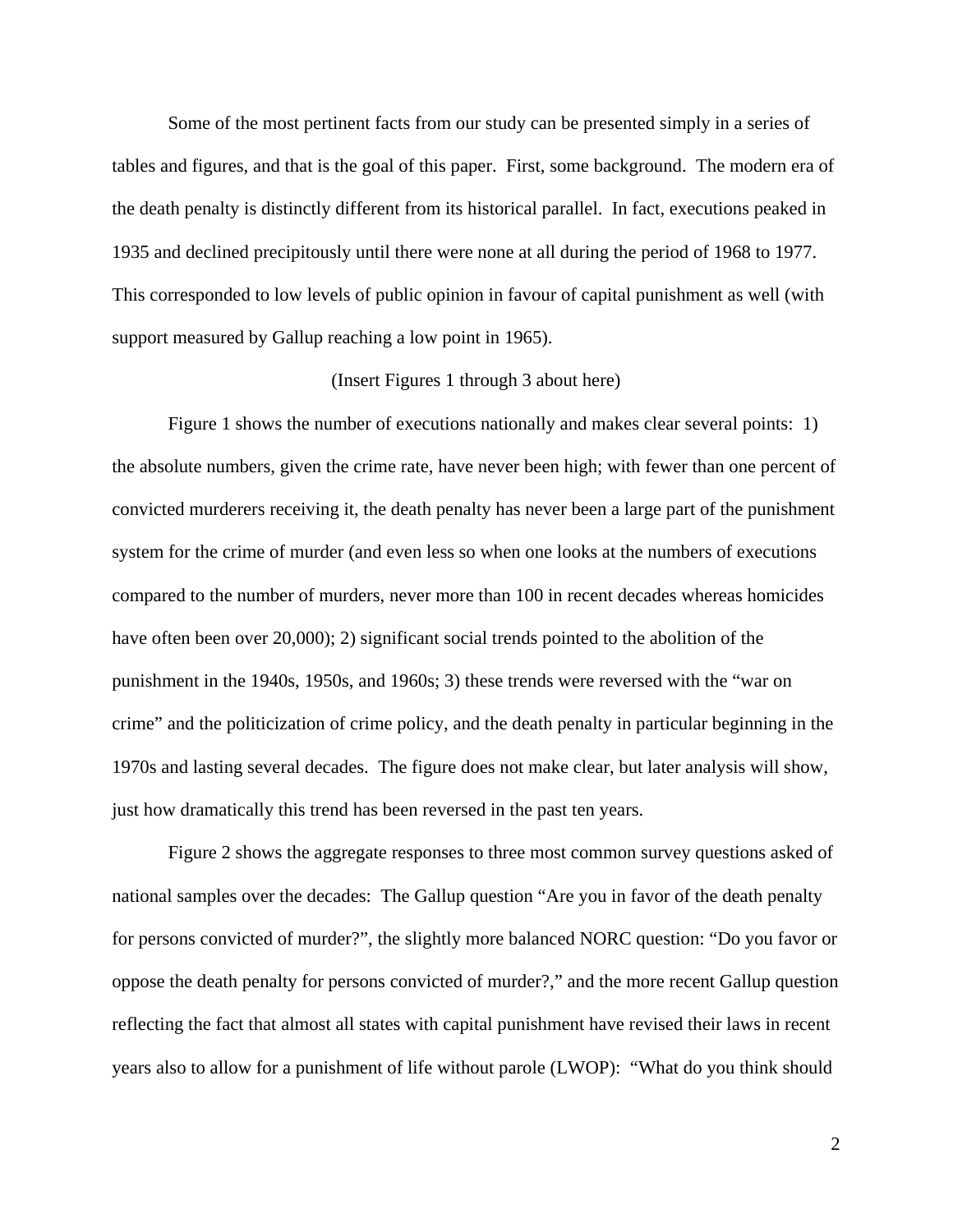Some of the most pertinent facts from our study can be presented simply in a series of tables and figures, and that is the goal of this paper. First, some background. The modern era of the death penalty is distinctly different from its historical parallel. In fact, executions peaked in 1935 and declined precipitously until there were none at all during the period of 1968 to 1977. This corresponded to low levels of public opinion in favour of capital punishment as well (with support measured by Gallup reaching a low point in 1965).

(Insert Figures 1 through 3 about here)

Figure 1 shows the number of executions nationally and makes clear several points: 1) the absolute numbers, given the crime rate, have never been high; with fewer than one percent of convicted murderers receiving it, the death penalty has never been a large part of the punishment system for the crime of murder (and even less so when one looks at the numbers of executions compared to the number of murders, never more than 100 in recent decades whereas homicides have often been over 20,000); 2) significant social trends pointed to the abolition of the punishment in the 1940s, 1950s, and 1960s; 3) these trends were reversed with the "war on crime" and the politicization of crime policy, and the death penalty in particular beginning in the 1970s and lasting several decades. The figure does not make clear, but later analysis will show, just how dramatically this trend has been reversed in the past ten years.

Figure 2 shows the aggregate responses to three most common survey questions asked of national samples over the decades: The Gallup question "Are you in favor of the death penalty for persons convicted of murder?", the slightly more balanced NORC question: "Do you favor or oppose the death penalty for persons convicted of murder?," and the more recent Gallup question reflecting the fact that almost all states with capital punishment have revised their laws in recent years also to allow for a punishment of life without parole (LWOP): "What do you think should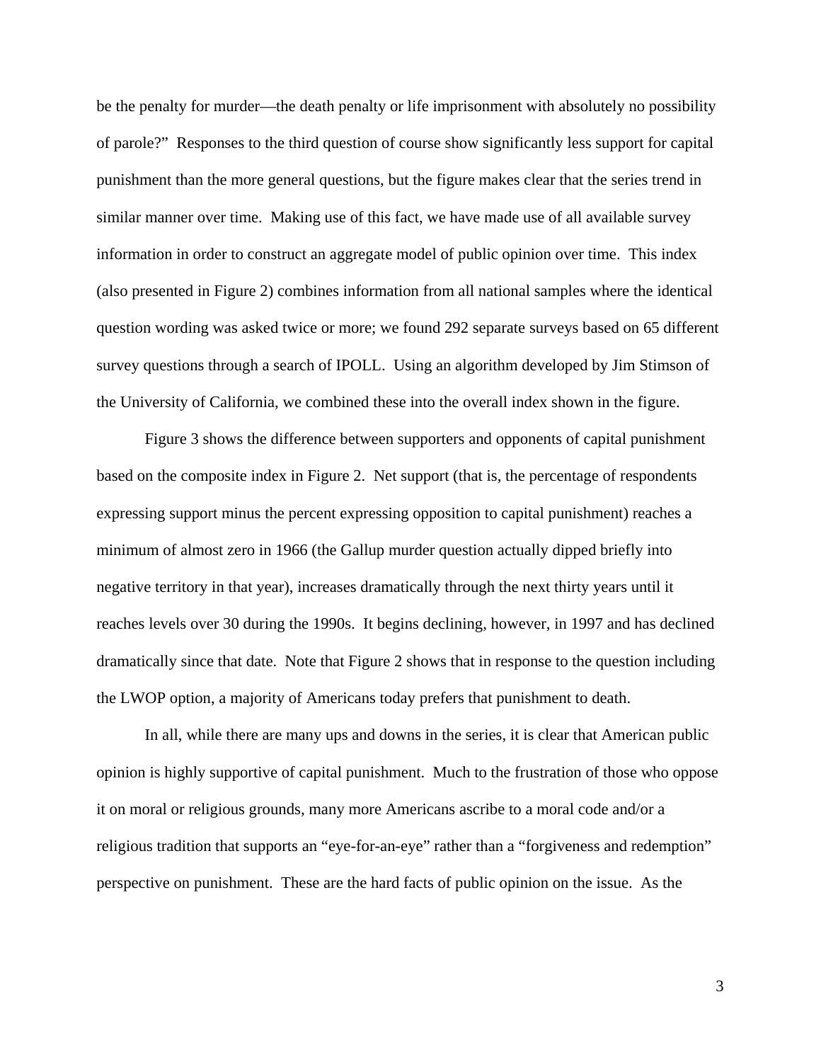be the penalty for murder—the death penalty or life imprisonment with absolutely no possibility of parole?" Responses to the third question of course show significantly less support for capital punishment than the more general questions, but the figure makes clear that the series trend in similar manner over time. Making use of this fact, we have made use of all available survey information in order to construct an aggregate model of public opinion over time. This index (also presented in Figure 2) combines information from all national samples where the identical question wording was asked twice or more; we found 292 separate surveys based on 65 different survey questions through a search of IPOLL. Using an algorithm developed by Jim Stimson of the University of California, we combined these into the overall index shown in the figure.

Figure 3 shows the difference between supporters and opponents of capital punishment based on the composite index in Figure 2. Net support (that is, the percentage of respondents expressing support minus the percent expressing opposition to capital punishment) reaches a minimum of almost zero in 1966 (the Gallup murder question actually dipped briefly into negative territory in that year), increases dramatically through the next thirty years until it reaches levels over 30 during the 1990s. It begins declining, however, in 1997 and has declined dramatically since that date. Note that Figure 2 shows that in response to the question including the LWOP option, a majority of Americans today prefers that punishment to death.

In all, while there are many ups and downs in the series, it is clear that American public opinion is highly supportive of capital punishment. Much to the frustration of those who oppose it on moral or religious grounds, many more Americans ascribe to a moral code and/or a religious tradition that supports an "eye-for-an-eye" rather than a "forgiveness and redemption" perspective on punishment. These are the hard facts of public opinion on the issue. As the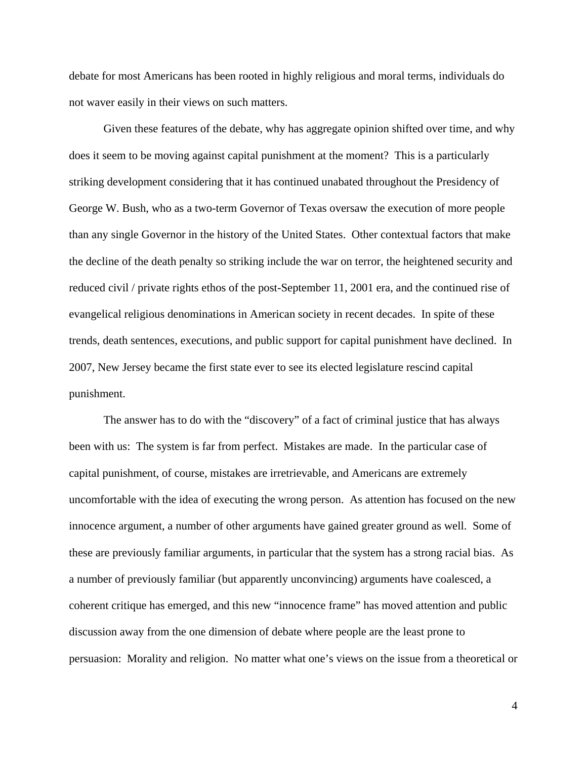debate for most Americans has been rooted in highly religious and moral terms, individuals do not waver easily in their views on such matters.

Given these features of the debate, why has aggregate opinion shifted over time, and why does it seem to be moving against capital punishment at the moment? This is a particularly striking development considering that it has continued unabated throughout the Presidency of George W. Bush, who as a two-term Governor of Texas oversaw the execution of more people than any single Governor in the history of the United States. Other contextual factors that make the decline of the death penalty so striking include the war on terror, the heightened security and reduced civil / private rights ethos of the post-September 11, 2001 era, and the continued rise of evangelical religious denominations in American society in recent decades. In spite of these trends, death sentences, executions, and public support for capital punishment have declined. In 2007, New Jersey became the first state ever to see its elected legislature rescind capital punishment.

The answer has to do with the "discovery" of a fact of criminal justice that has always been with us: The system is far from perfect. Mistakes are made. In the particular case of capital punishment, of course, mistakes are irretrievable, and Americans are extremely uncomfortable with the idea of executing the wrong person. As attention has focused on the new innocence argument, a number of other arguments have gained greater ground as well. Some of these are previously familiar arguments, in particular that the system has a strong racial bias. As a number of previously familiar (but apparently unconvincing) arguments have coalesced, a coherent critique has emerged, and this new "innocence frame" has moved attention and public discussion away from the one dimension of debate where people are the least prone to persuasion: Morality and religion. No matter what one's views on the issue from a theoretical or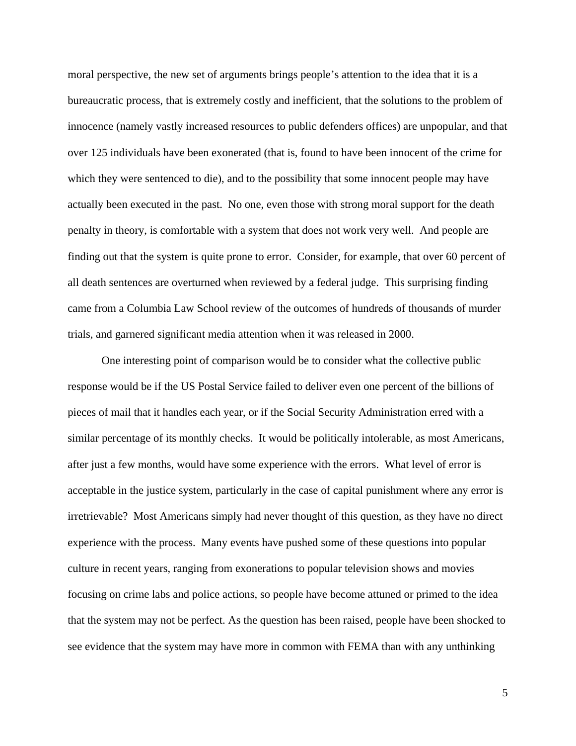moral perspective, the new set of arguments brings people's attention to the idea that it is a bureaucratic process, that is extremely costly and inefficient, that the solutions to the problem of innocence (namely vastly increased resources to public defenders offices) are unpopular, and that over 125 individuals have been exonerated (that is, found to have been innocent of the crime for which they were sentenced to die), and to the possibility that some innocent people may have actually been executed in the past. No one, even those with strong moral support for the death penalty in theory, is comfortable with a system that does not work very well. And people are finding out that the system is quite prone to error. Consider, for example, that over 60 percent of all death sentences are overturned when reviewed by a federal judge. This surprising finding came from a Columbia Law School review of the outcomes of hundreds of thousands of murder trials, and garnered significant media attention when it was released in 2000.

One interesting point of comparison would be to consider what the collective public response would be if the US Postal Service failed to deliver even one percent of the billions of pieces of mail that it handles each year, or if the Social Security Administration erred with a similar percentage of its monthly checks. It would be politically intolerable, as most Americans, after just a few months, would have some experience with the errors. What level of error is acceptable in the justice system, particularly in the case of capital punishment where any error is irretrievable? Most Americans simply had never thought of this question, as they have no direct experience with the process. Many events have pushed some of these questions into popular culture in recent years, ranging from exonerations to popular television shows and movies focusing on crime labs and police actions, so people have become attuned or primed to the idea that the system may not be perfect. As the question has been raised, people have been shocked to see evidence that the system may have more in common with FEMA than with any unthinking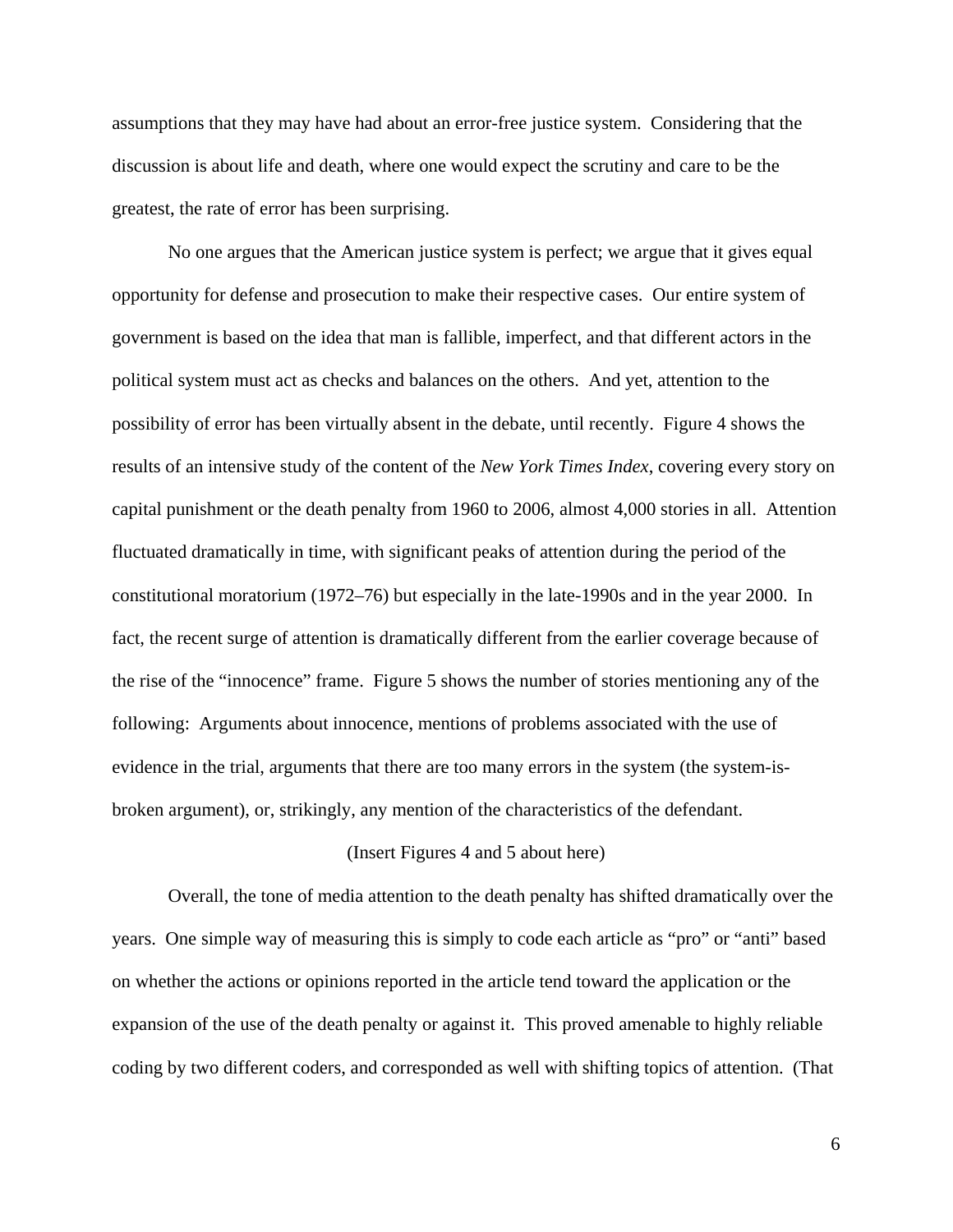assumptions that they may have had about an error-free justice system. Considering that the discussion is about life and death, where one would expect the scrutiny and care to be the greatest, the rate of error has been surprising.

No one argues that the American justice system is perfect; we argue that it gives equal opportunity for defense and prosecution to make their respective cases. Our entire system of government is based on the idea that man is fallible, imperfect, and that different actors in the political system must act as checks and balances on the others. And yet, attention to the possibility of error has been virtually absent in the debate, until recently. Figure 4 shows the results of an intensive study of the content of the *New York Times Index*, covering every story on capital punishment or the death penalty from 1960 to 2006, almost 4,000 stories in all. Attention fluctuated dramatically in time, with significant peaks of attention during the period of the constitutional moratorium (1972–76) but especially in the late-1990s and in the year 2000. In fact, the recent surge of attention is dramatically different from the earlier coverage because of the rise of the "innocence" frame. Figure 5 shows the number of stories mentioning any of the following: Arguments about innocence, mentions of problems associated with the use of evidence in the trial, arguments that there are too many errors in the system (the system-is-broken argument), or, strikingly, any mention of the characteristics of the defendant.

(Insert Figures 4 and 5 about here)

Overall, the tone of media attention to the death penalty has shifted dramatically over the years. One simple way of measuring this is simply to code each article as "pro" or "anti" based on whether the actions or opinions reported in the article tend toward the application or the expansion of the use of the death penalty or against it. This proved amenable to highly reliable coding by two different coders, and corresponded as well with shifting topics of attention. (That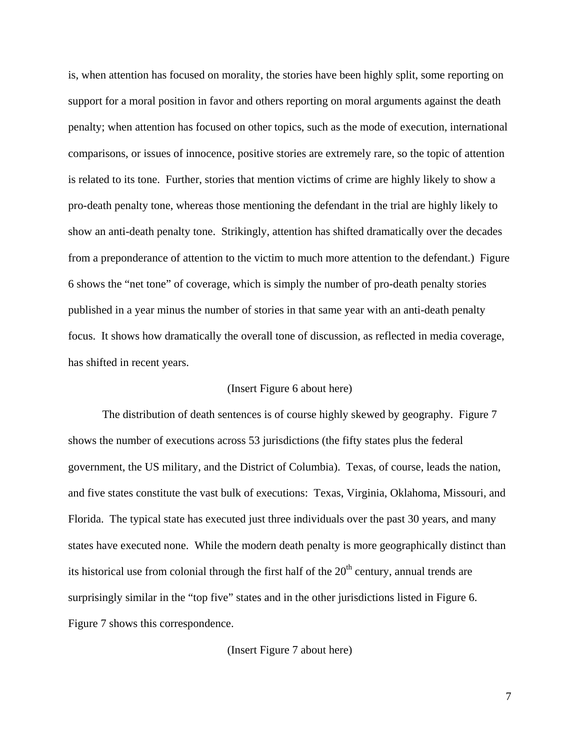is, when attention has focused on morality, the stories have been highly split, some reporting on support for a moral position in favor and others reporting on moral arguments against the death penalty; when attention has focused on other topics, such as the mode of execution, international comparisons, or issues of innocence, positive stories are extremely rare, so the topic of attention is related to its tone. Further, stories that mention victims of crime are highly likely to show a pro-death penalty tone, whereas those mentioning the defendant in the trial are highly likely to show an anti-death penalty tone. Strikingly, attention has shifted dramatically over the decades from a preponderance of attention to the victim to much more attention to the defendant.) Figure 6 shows the "net tone" of coverage, which is simply the number of pro-death penalty stories published in a year minus the number of stories in that same year with an anti-death penalty focus. It shows how dramatically the overall tone of discussion, as reflected in media coverage, has shifted in recent years.

(Insert Figure 6 about here)

The distribution of death sentences is of course highly skewed by geography. Figure 7 shows the number of executions across 53 jurisdictions (the fifty states plus the federal government, the US military, and the District of Columbia). Texas, of course, leads the nation, and five states constitute the vast bulk of executions: Texas, Virginia, Oklahoma, Missouri, and Florida. The typical state has executed just three individuals over the past 30 years, and many states have executed none. While the modern death penalty is more geographically distinct than its historical use from colonial through the first half of the 20th century, annual trends are surprisingly similar in the "top five" states and in the other jurisdictions listed in Figure 6. Figure 7 shows this correspondence.

(Insert Figure 7 about here)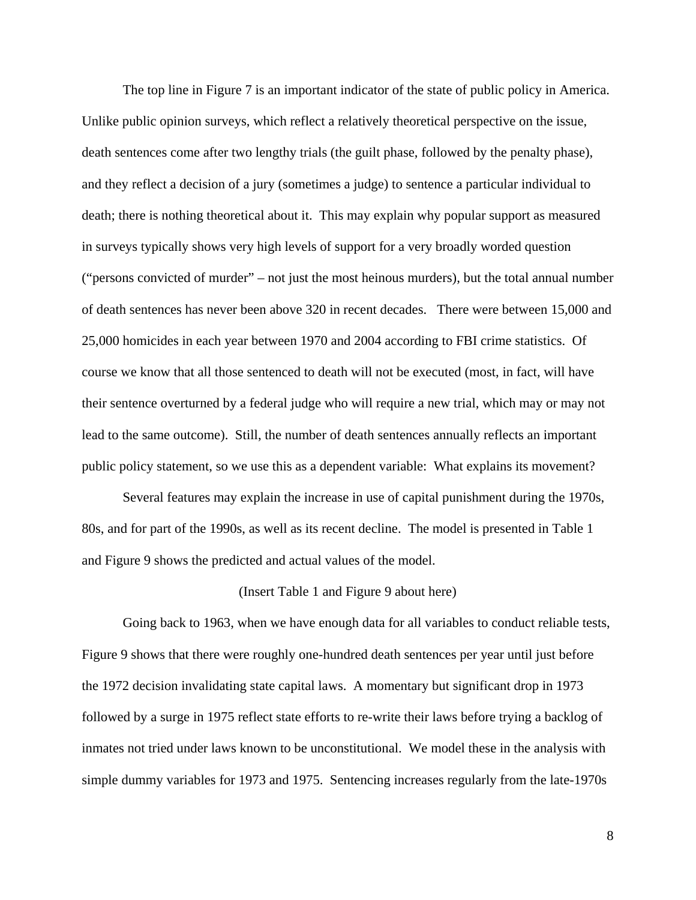The top line in Figure 7 is an important indicator of the state of public policy in America. Unlike public opinion surveys, which reflect a relatively theoretical perspective on the issue, death sentences come after two lengthy trials (the guilt phase, followed by the penalty phase), and they reflect a decision of a jury (sometimes a judge) to sentence a particular individual to death; there is nothing theoretical about it. This may explain why popular support as measured in surveys typically shows very high levels of support for a very broadly worded question ("persons convicted of murder" – not just the most heinous murders), but the total annual number of death sentences has never been above 320 in recent decades. There were between 15,000 and 25,000 homicides in each year between 1970 and 2004 according to FBI crime statistics. Of course we know that all those sentenced to death will not be executed (most, in fact, will have their sentence overturned by a federal judge who will require a new trial, which may or may not lead to the same outcome). Still, the number of death sentences annually reflects an important public policy statement, so we use this as a dependent variable: What explains its movement?

Several features may explain the increase in use of capital punishment during the 1970s, 80s, and for part of the 1990s, as well as its recent decline. The model is presented in Table 1 and Figure 9 shows the predicted and actual values of the model.

(Insert Table 1 and Figure 9 about here)

Going back to 1963, when we have enough data for all variables to conduct reliable tests, Figure 9 shows that there were roughly one-hundred death sentences per year until just before the 1972 decision invalidating state capital laws. A momentary but significant drop in 1973 followed by a surge in 1975 reflect state efforts to re-write their laws before trying a backlog of inmates not tried under laws known to be unconstitutional. We model these in the analysis with simple dummy variables for 1973 and 1975. Sentencing increases regularly from the late-1970s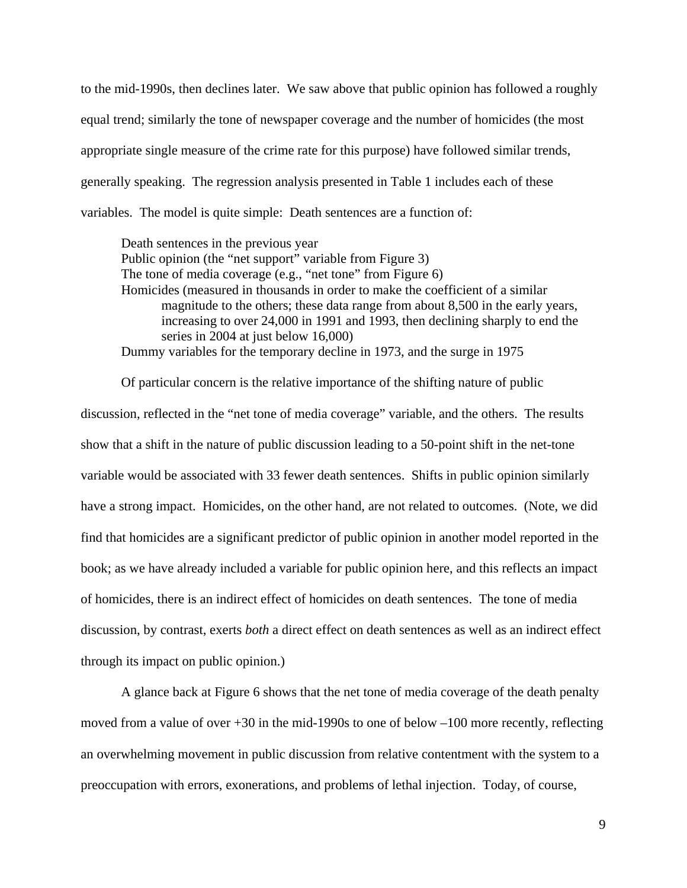to the mid-1990s, then declines later. We saw above that public opinion has followed a roughly equal trend; similarly the tone of newspaper coverage and the number of homicides (the most appropriate single measure of the crime rate for this purpose) have followed similar trends, generally speaking. The regression analysis presented in Table 1 includes each of these variables. The model is quite simple: Death sentences are a function of:

> Death sentences in the previous year
> Public opinion (the "net support" variable from Figure 3)
> The tone of media coverage (e.g., "net tone" from Figure 6)
> Homicides (measured in thousands in order to make the coefficient of a similar magnitude to the others; these data range from about 8,500 in the early years, increasing to over 24,000 in 1991 and 1993, then declining sharply to end the series in 2004 at just below 16,000)
> Dummy variables for the temporary decline in 1973, and the surge in 1975

Of particular concern is the relative importance of the shifting nature of public discussion, reflected in the "net tone of media coverage" variable, and the others. The results show that a shift in the nature of public discussion leading to a 50-point shift in the net-tone variable would be associated with 33 fewer death sentences. Shifts in public opinion similarly have a strong impact. Homicides, on the other hand, are not related to outcomes. (Note, we did find that homicides are a significant predictor of public opinion in another model reported in the book; as we have already included a variable for public opinion here, and this reflects an impact of homicides, there is an indirect effect of homicides on death sentences. The tone of media discussion, by contrast, exerts *both* a direct effect on death sentences as well as an indirect effect through its impact on public opinion.)

A glance back at Figure 6 shows that the net tone of media coverage of the death penalty moved from a value of over +30 in the mid-1990s to one of below –100 more recently, reflecting an overwhelming movement in public discussion from relative contentment with the system to a preoccupation with errors, exonerations, and problems of lethal injection. Today, of course,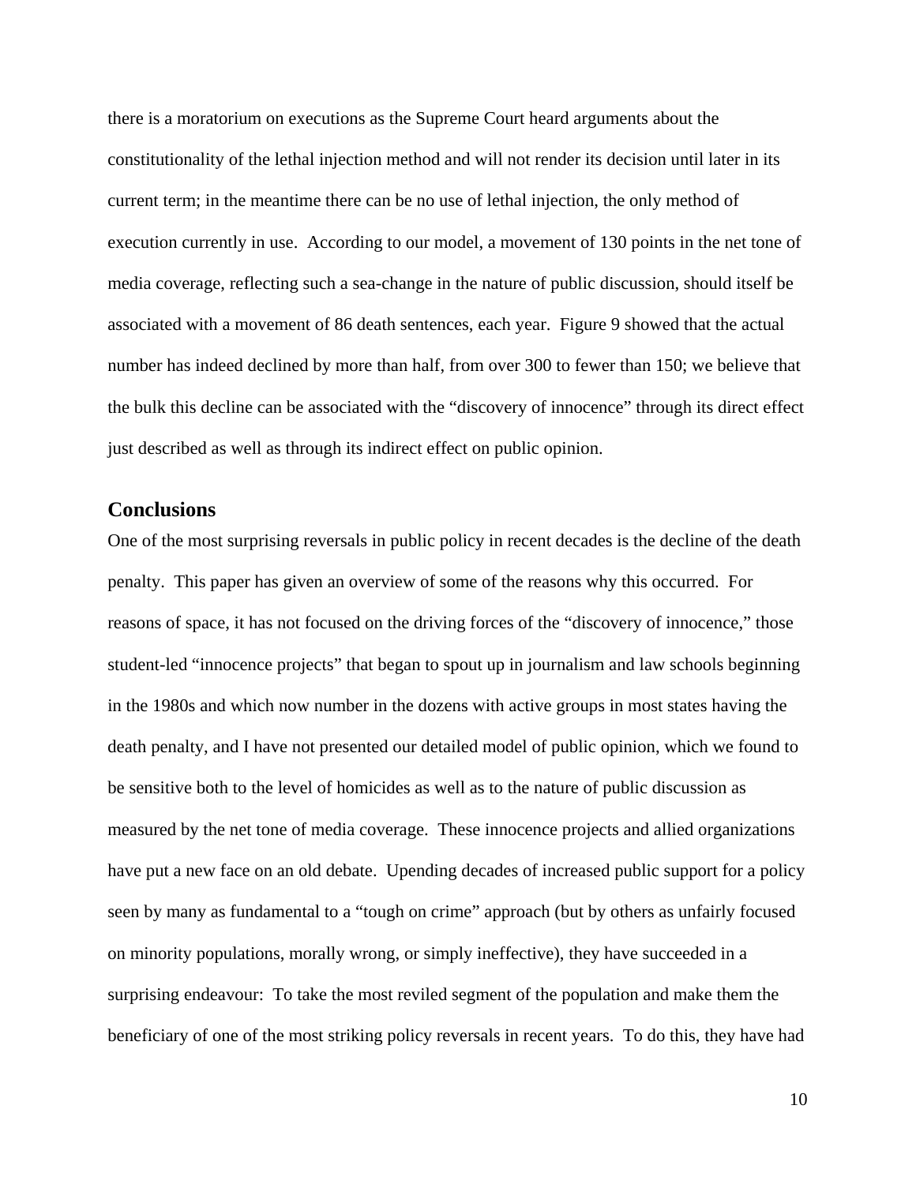there is a moratorium on executions as the Supreme Court heard arguments about the constitutionality of the lethal injection method and will not render its decision until later in its current term; in the meantime there can be no use of lethal injection, the only method of execution currently in use. According to our model, a movement of 130 points in the net tone of media coverage, reflecting such a sea-change in the nature of public discussion, should itself be associated with a movement of 86 death sentences, each year. Figure 9 showed that the actual number has indeed declined by more than half, from over 300 to fewer than 150; we believe that the bulk this decline can be associated with the "discovery of innocence" through its direct effect just described as well as through its indirect effect on public opinion.

## Conclusions

One of the most surprising reversals in public policy in recent decades is the decline of the death penalty. This paper has given an overview of some of the reasons why this occurred. For reasons of space, it has not focused on the driving forces of the "discovery of innocence," those student-led "innocence projects" that began to spout up in journalism and law schools beginning in the 1980s and which now number in the dozens with active groups in most states having the death penalty, and I have not presented our detailed model of public opinion, which we found to be sensitive both to the level of homicides as well as to the nature of public discussion as measured by the net tone of media coverage. These innocence projects and allied organizations have put a new face on an old debate. Upending decades of increased public support for a policy seen by many as fundamental to a "tough on crime" approach (but by others as unfairly focused on minority populations, morally wrong, or simply ineffective), they have succeeded in a surprising endeavour: To take the most reviled segment of the population and make them the beneficiary of one of the most striking policy reversals in recent years. To do this, they have had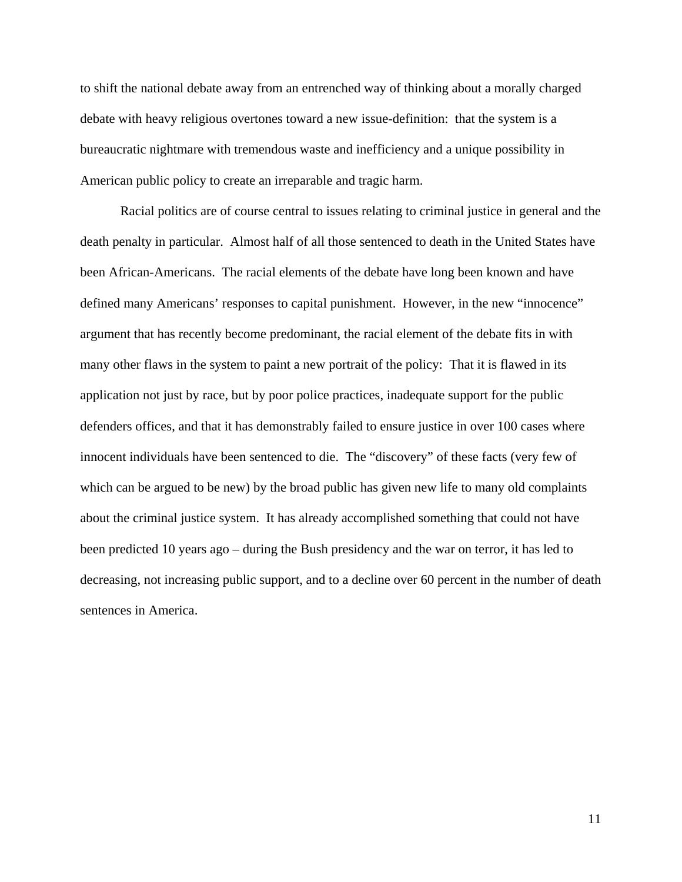to shift the national debate away from an entrenched way of thinking about a morally charged debate with heavy religious overtones toward a new issue-definition:  that the system is a bureaucratic nightmare with tremendous waste and inefficiency and a unique possibility in American public policy to create an irreparable and tragic harm.

Racial politics are of course central to issues relating to criminal justice in general and the death penalty in particular.  Almost half of all those sentenced to death in the United States have been African-Americans.  The racial elements of the debate have long been known and have defined many Americans' responses to capital punishment.  However, in the new "innocence" argument that has recently become predominant, the racial element of the debate fits in with many other flaws in the system to paint a new portrait of the policy:  That it is flawed in its application not just by race, but by poor police practices, inadequate support for the public defenders offices, and that it has demonstrably failed to ensure justice in over 100 cases where innocent individuals have been sentenced to die.  The "discovery" of these facts (very few of which can be argued to be new) by the broad public has given new life to many old complaints about the criminal justice system.  It has already accomplished something that could not have been predicted 10 years ago – during the Bush presidency and the war on terror, it has led to decreasing, not increasing public support, and to a decline over 60 percent in the number of death sentences in America.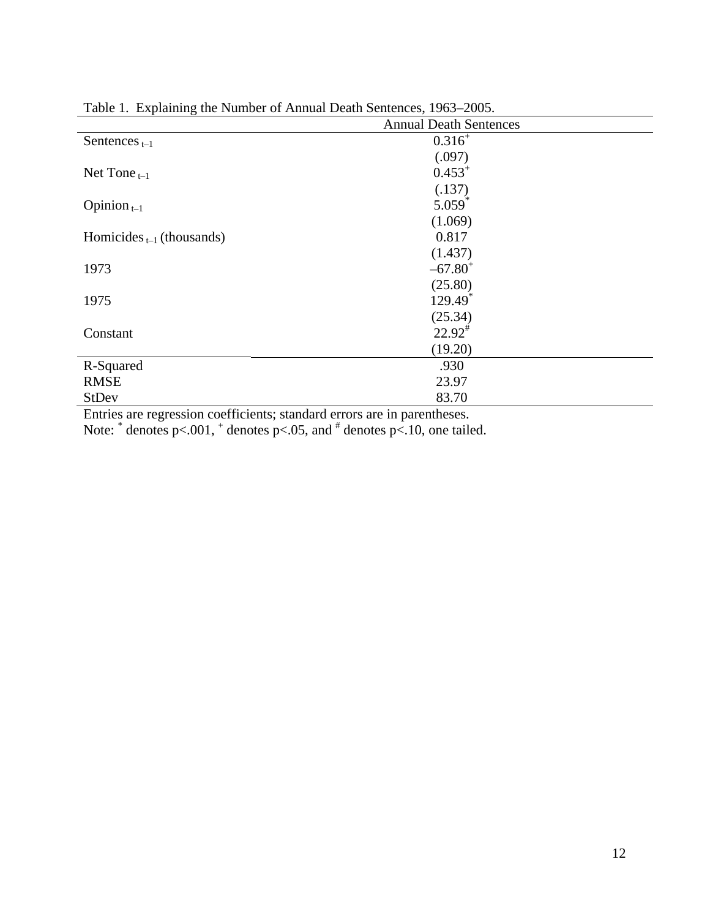Table 1. Explaining the Number of Annual Death Sentences, 1963–2005.

| | Annual Death Sentences |
|---|---|
| Sentences $_{t-1}$ | $0.316^{+}$ |
| | (.097) |
| Net Tone $_{t-1}$ | $0.453^{+}$ |
| | (.137) |
| Opinion $_{t-1}$ | $5.059^{*}$ |
| | (1.069) |
| Homicides $_{t-1}$ (thousands) | 0.817 |
| | (1.437) |
| 1973 | $-67.80^{+}$ |
| | (25.80) |
| 1975 | $129.49^{*}$ |
| | (25.34) |
| Constant | $22.92^{\#}$ |
| | (19.20) |
| R-Squared | .930 |
| RMSE | 23.97 |
| StDev | 83.70 |

Entries are regression coefficients; standard errors are in parentheses.
Note: $^{*}$ denotes p<.001, $^{+}$ denotes p<.05, and $^{\#}$ denotes p<.10, one tailed.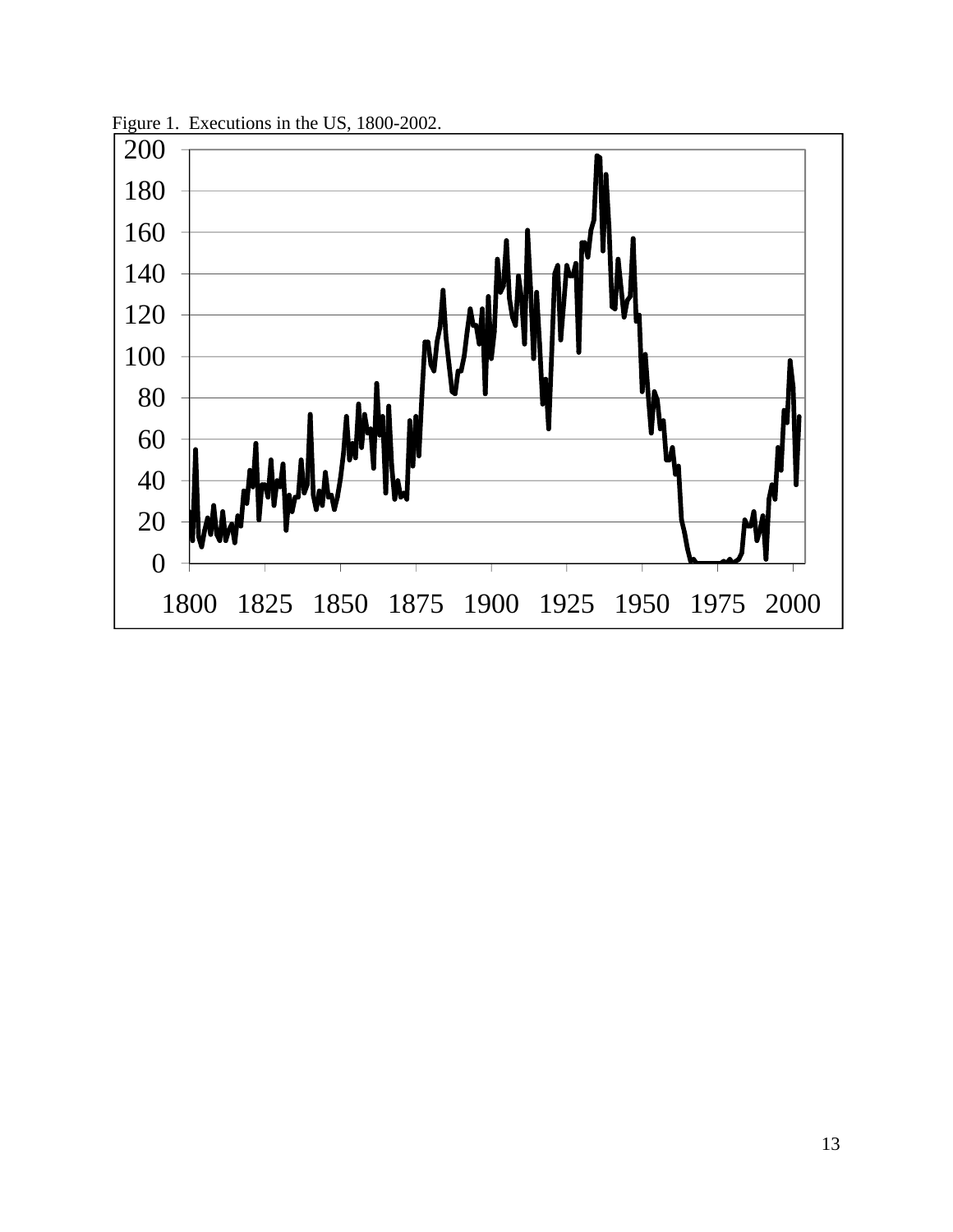Figure 1. Executions in the US, 1800-2002.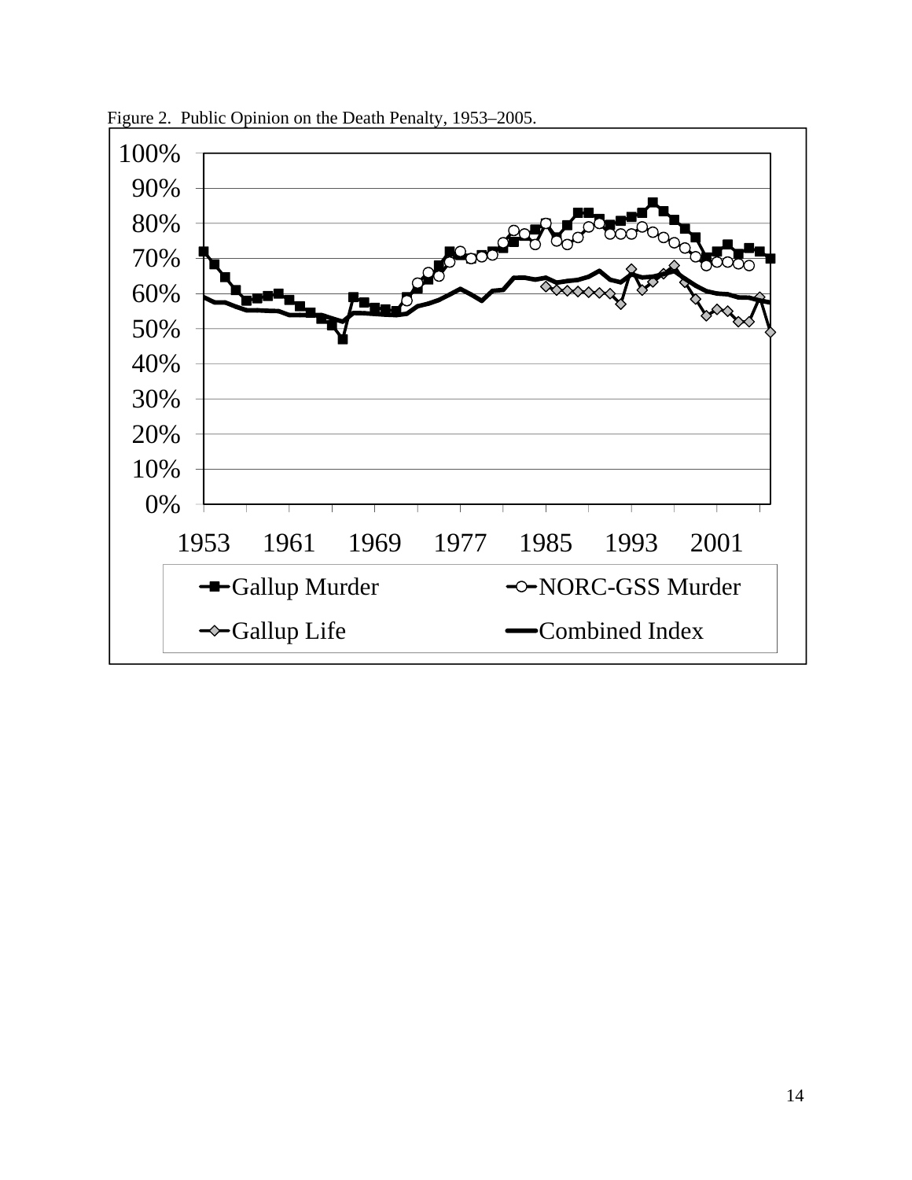Figure 2. Public Opinion on the Death Penalty, 1953–2005.

100%
90%
80%
70%
60%
50%
40%
30%
20%
10%
0%

1953 1961 1969 1977 1985 1993 2001

Gallup Murder
NORC-GSS Murder
Gallup Life
Combined Index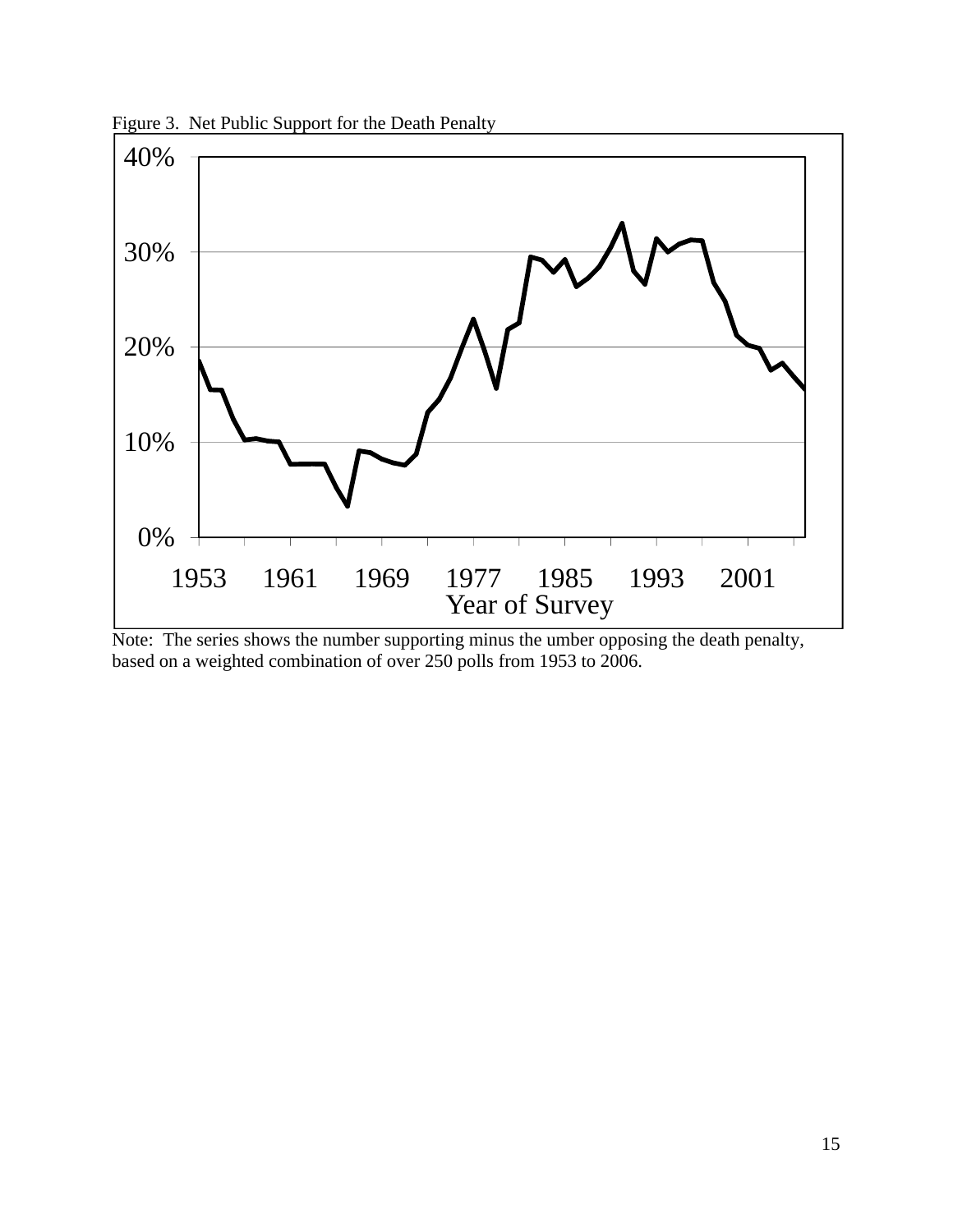Figure 3. Net Public Support for the Death Penalty

Note: The series shows the number supporting minus the umber opposing the death penalty, based on a weighted combination of over 250 polls from 1953 to 2006.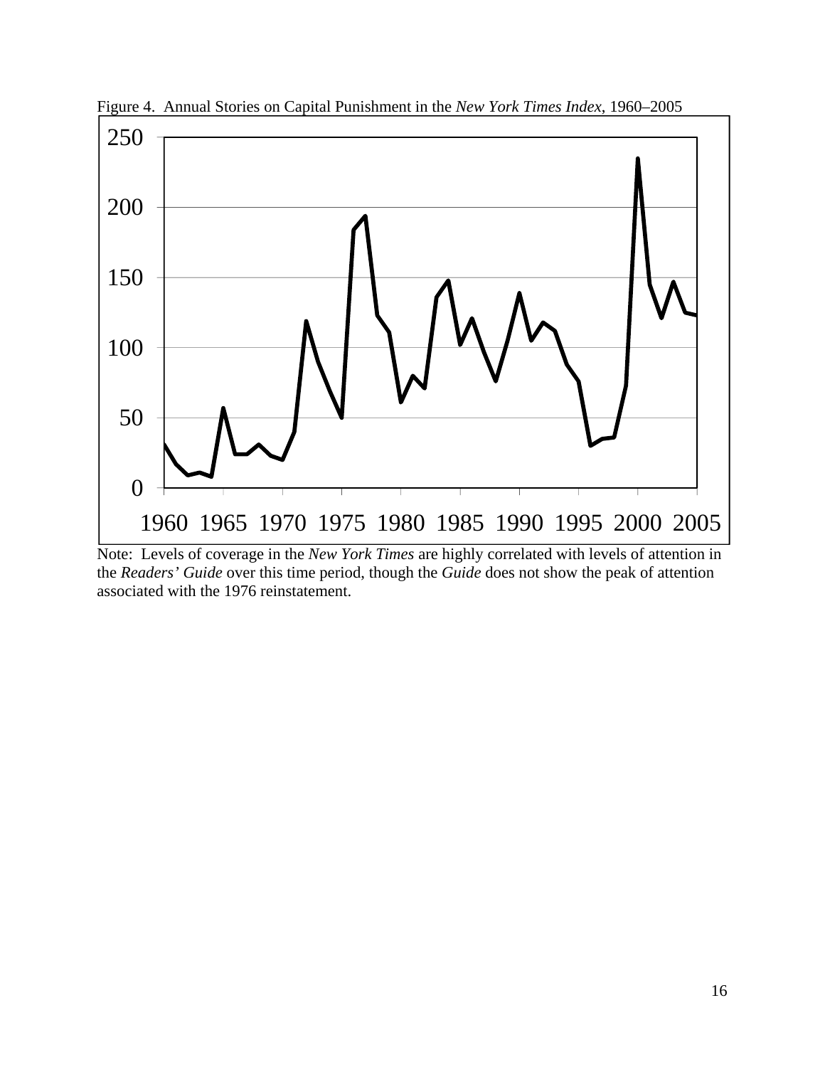Figure 4. Annual Stories on Capital Punishment in the *New York Times Index*, 1960–2005

Note: Levels of coverage in the *New York Times* are highly correlated with levels of attention in the *Readers' Guide* over this time period, though the *Guide* does not show the peak of attention associated with the 1976 reinstatement.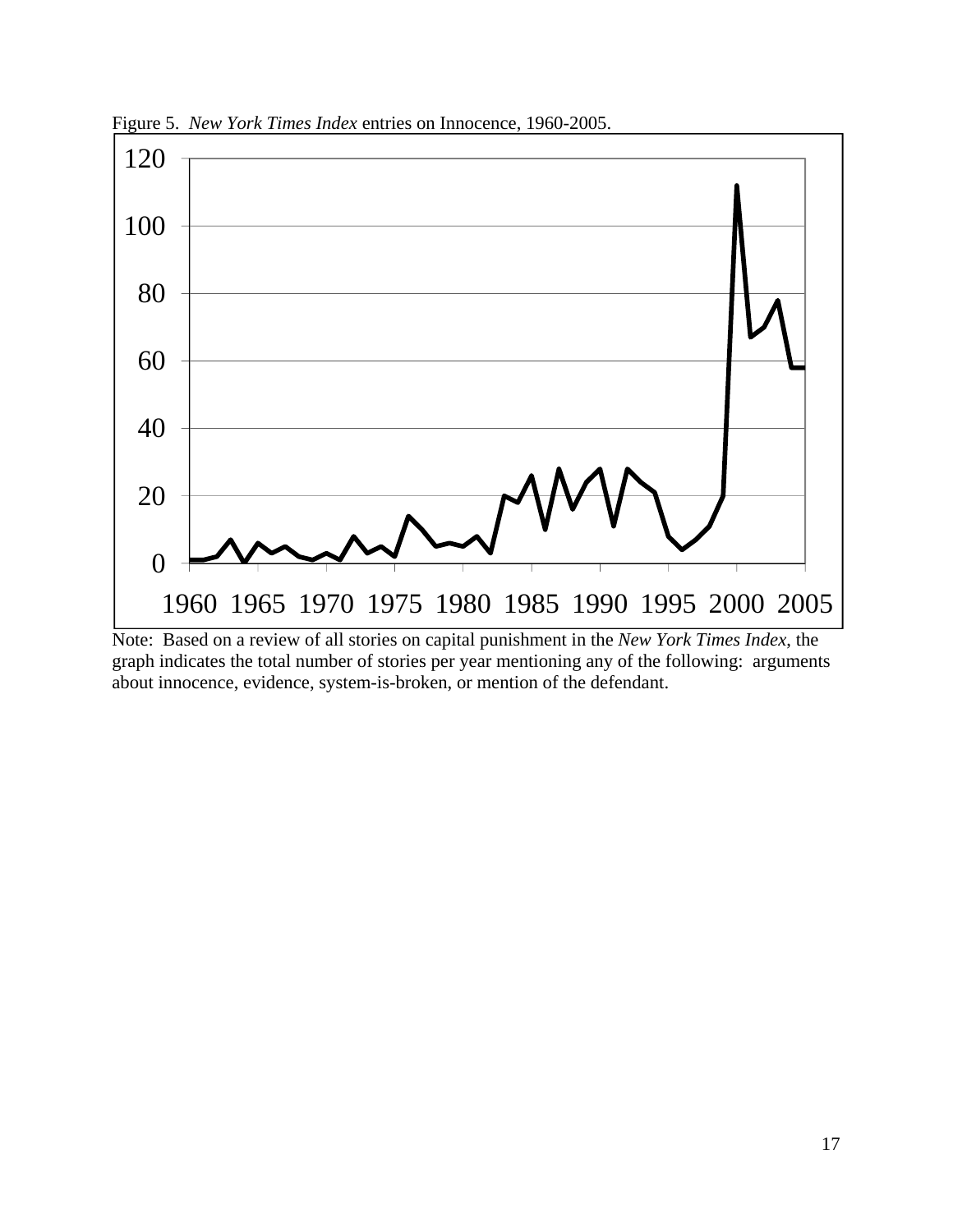Figure 5. *New York Times Index* entries on Innocence, 1960-2005.

Note: Based on a review of all stories on capital punishment in the *New York Times Index*, the graph indicates the total number of stories per year mentioning any of the following: arguments about innocence, evidence, system-is-broken, or mention of the defendant.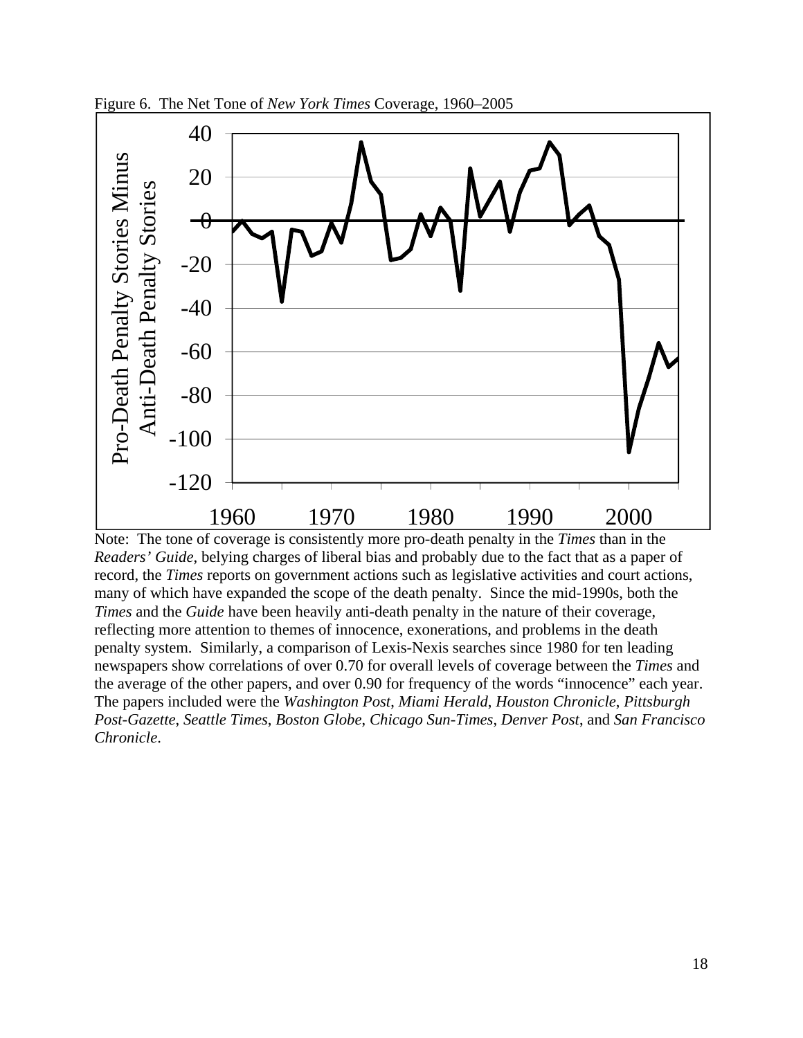Figure 6. The Net Tone of *New York Times* Coverage, 1960–2005

Note: The tone of coverage is consistently more pro-death penalty in the *Times* than in the *Readers' Guide*, belying charges of liberal bias and probably due to the fact that as a paper of record, the *Times* reports on government actions such as legislative activities and court actions, many of which have expanded the scope of the death penalty. Since the mid-1990s, both the *Times* and the *Guide* have been heavily anti-death penalty in the nature of their coverage, reflecting more attention to themes of innocence, exonerations, and problems in the death penalty system. Similarly, a comparison of Lexis-Nexis searches since 1980 for ten leading newspapers show correlations of over 0.70 for overall levels of coverage between the *Times* and the average of the other papers, and over 0.90 for frequency of the words "innocence" each year. The papers included were the *Washington Post*, *Miami Herald*, *Houston Chronicle*, *Pittsburgh Post-Gazette*, *Seattle Times*, *Boston Globe*, *Chicago Sun-Times*, *Denver Post*, and *San Francisco Chronicle*.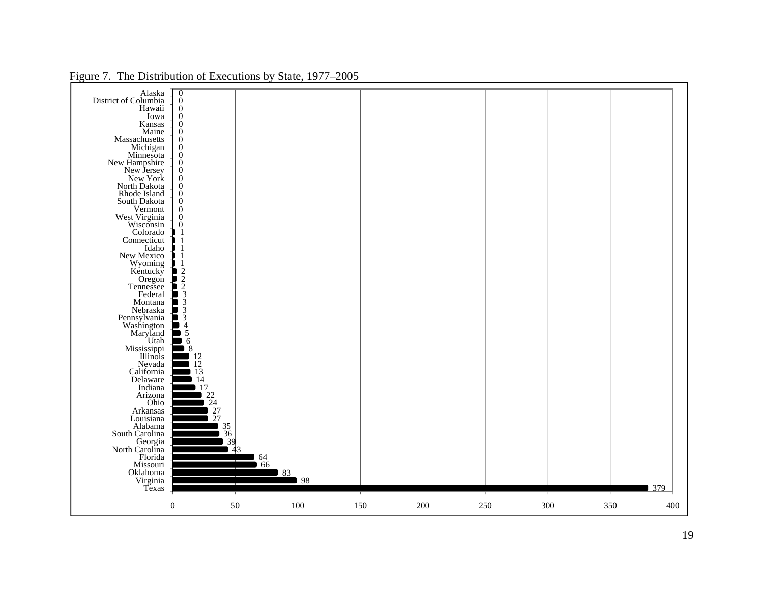Figure 7. The Distribution of Executions by State, 1977–2005

| State | Executions |
|---|---|
| Alaska | 0 |
| District of Columbia | 0 |
| Hawaii | 0 |
| Iowa | 0 |
| Kansas | 0 |
| Maine | 0 |
| Massachusetts | 0 |
| Michigan | 0 |
| Minnesota | 0 |
| New Hampshire | 0 |
| New Jersey | 0 |
| New York | 0 |
| North Dakota | 0 |
| Rhode Island | 0 |
| South Dakota | 0 |
| Vermont | 0 |
| West Virginia | 0 |
| Wisconsin | 0 |
| Colorado | 1 |
| Connecticut | 1 |
| Idaho | 1 |
| New Mexico | 1 |
| Wyoming | 1 |
| Kentucky | 2 |
| Oregon | 2 |
| Tennessee | 2 |
| Federal | 3 |
| Montana | 3 |
| Nebraska | 3 |
| Pennsylvania | 3 |
| Washington | 4 |
| Maryland | 5 |
| Utah | 6 |
| Mississippi | 8 |
| Illinois | 12 |
| Nevada | 12 |
| California | 13 |
| Delaware | 14 |
| Indiana | 17 |
| Arizona | 22 |
| Ohio | 24 |
| Arkansas | 27 |
| Louisiana | 27 |
| Alabama | 35 |
| South Carolina | 36 |
| Georgia | 39 |
| North Carolina | 43 |
| Florida | 64 |
| Missouri | 66 |
| Oklahoma | 83 |
| Virginia | 98 |
| Texas | 379 |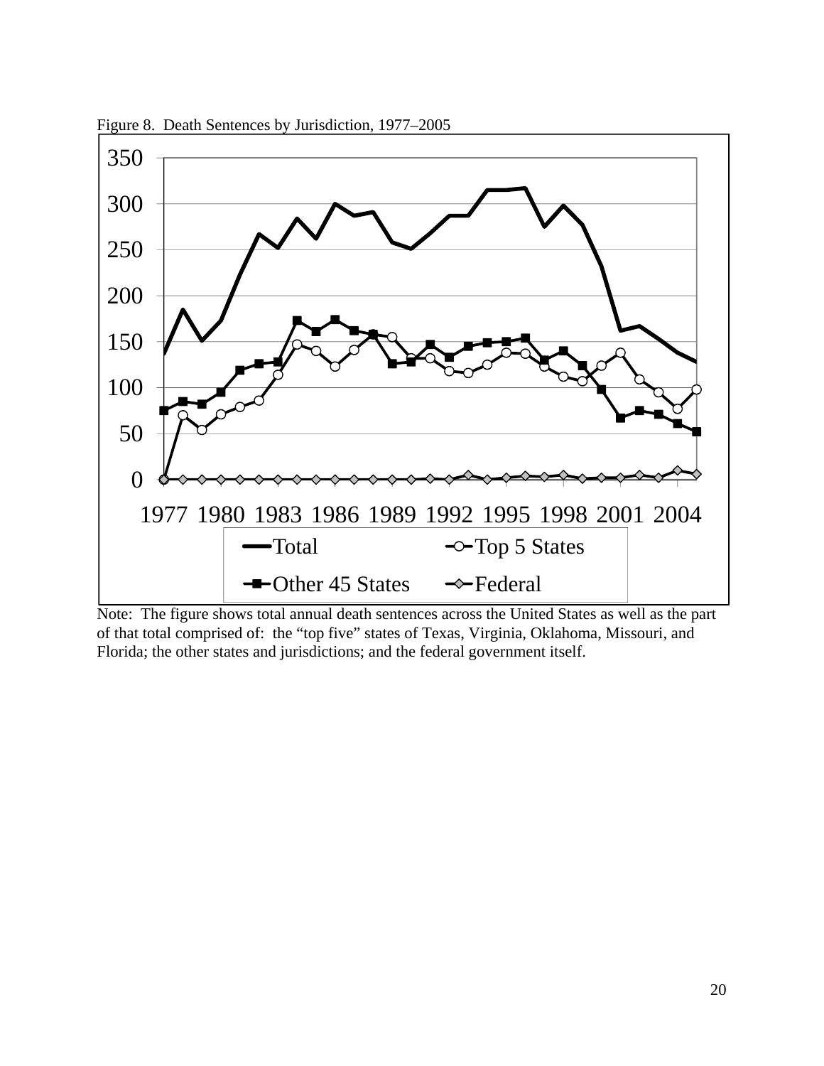Figure 8. Death Sentences by Jurisdiction, 1977–2005

Note: The figure shows total annual death sentences across the United States as well as the part of that total comprised of: the "top five" states of Texas, Virginia, Oklahoma, Missouri, and Florida; the other states and jurisdictions; and the federal government itself.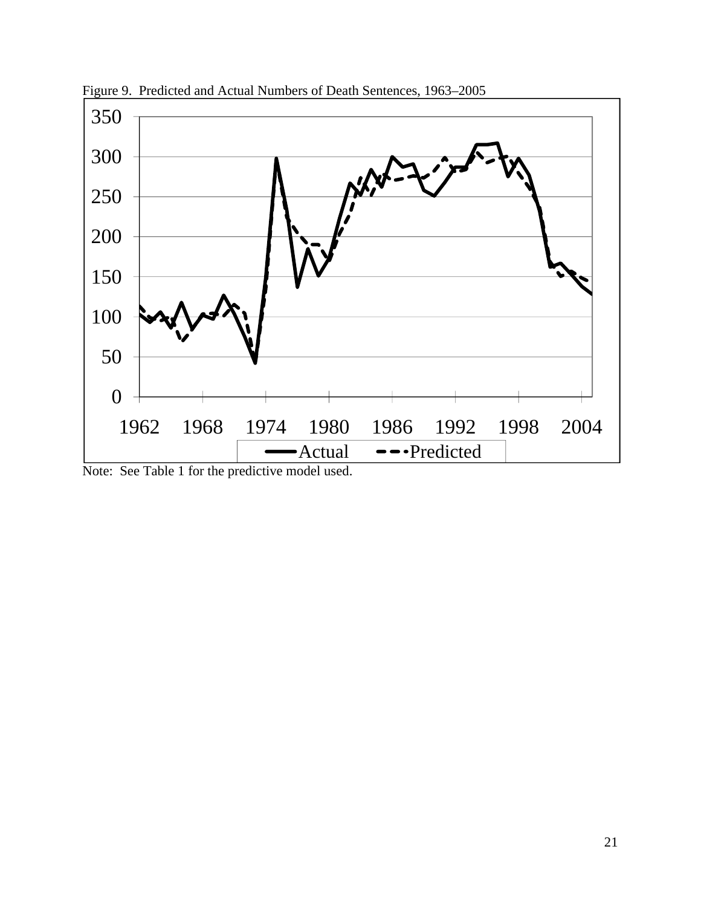Figure 9. Predicted and Actual Numbers of Death Sentences, 1963–2005

350
300
250
200
150
100
50
0

1962 1968 1974 1980 1986 1992 1998 2004

Actual Predicted

Note: See Table 1 for the predictive model used.